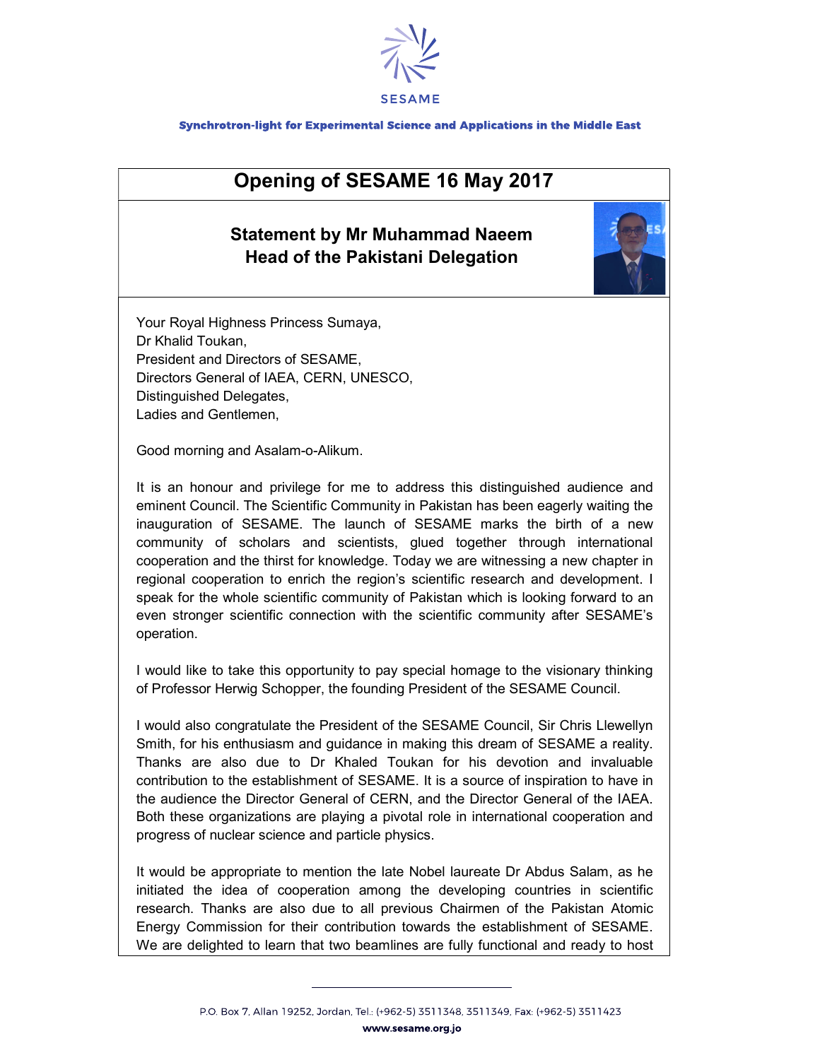SESAME

**Synchrotron-light for Experimental Science and Applications in the Middle East**

# Opening of SESAME 16 May 2017

## Statement by Mr Muhammad Naeem
## Head of the Pakistani Delegation

Your Royal Highness Princess Sumaya,
Dr Khalid Toukan,
President and Directors of SESAME,
Directors General of IAEA, CERN, UNESCO,
Distinguished Delegates,
Ladies and Gentlemen,

Good morning and Asalam-o-Alikum.

It is an honour and privilege for me to address this distinguished audience and eminent Council. The Scientific Community in Pakistan has been eagerly waiting the inauguration of SESAME. The launch of SESAME marks the birth of a new community of scholars and scientists, glued together through international cooperation and the thirst for knowledge. Today we are witnessing a new chapter in regional cooperation to enrich the region's scientific research and development. I speak for the whole scientific community of Pakistan which is looking forward to an even stronger scientific connection with the scientific community after SESAME's operation.

I would like to take this opportunity to pay special homage to the visionary thinking of Professor Herwig Schopper, the founding President of the SESAME Council.

I would also congratulate the President of the SESAME Council, Sir Chris Llewellyn Smith, for his enthusiasm and guidance in making this dream of SESAME a reality. Thanks are also due to Dr Khaled Toukan for his devotion and invaluable contribution to the establishment of SESAME. It is a source of inspiration to have in the audience the Director General of CERN, and the Director General of the IAEA. Both these organizations are playing a pivotal role in international cooperation and progress of nuclear science and particle physics.

It would be appropriate to mention the late Nobel laureate Dr Abdus Salam, as he initiated the idea of cooperation among the developing countries in scientific research. Thanks are also due to all previous Chairmen of the Pakistan Atomic Energy Commission for their contribution towards the establishment of SESAME. We are delighted to learn that two beamlines are fully functional and ready to host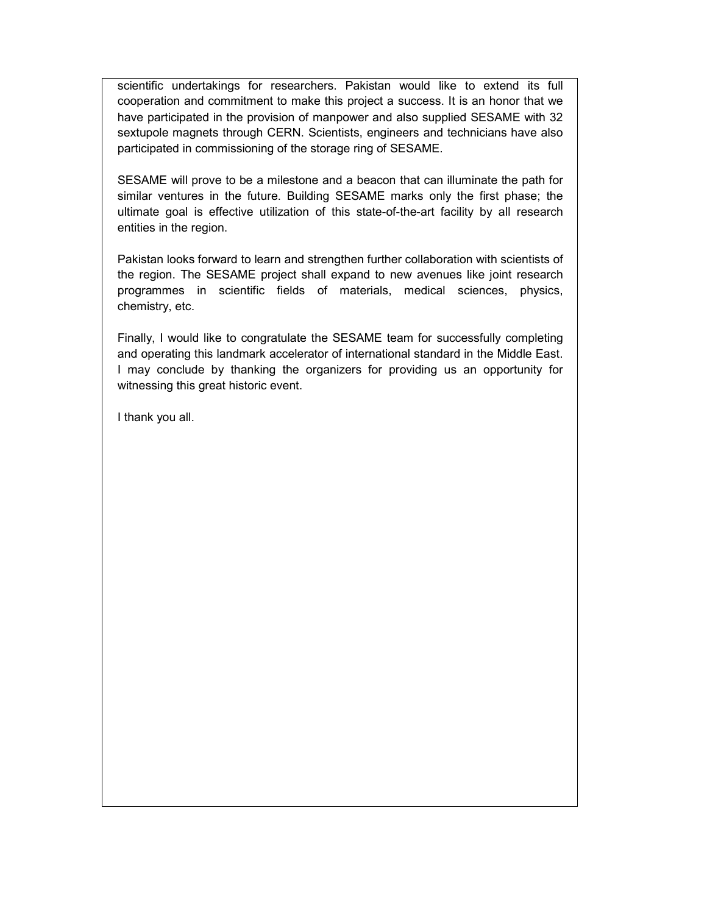scientific undertakings for researchers. Pakistan would like to extend its full cooperation and commitment to make this project a success. It is an honor that we have participated in the provision of manpower and also supplied SESAME with 32 sextupole magnets through CERN. Scientists, engineers and technicians have also participated in commissioning of the storage ring of SESAME.

SESAME will prove to be a milestone and a beacon that can illuminate the path for similar ventures in the future. Building SESAME marks only the first phase; the ultimate goal is effective utilization of this state-of-the-art facility by all research entities in the region.

Pakistan looks forward to learn and strengthen further collaboration with scientists of the region. The SESAME project shall expand to new avenues like joint research programmes in scientific fields of materials, medical sciences, physics, chemistry, etc.

Finally, I would like to congratulate the SESAME team for successfully completing and operating this landmark accelerator of international standard in the Middle East. I may conclude by thanking the organizers for providing us an opportunity for witnessing this great historic event.

I thank you all.